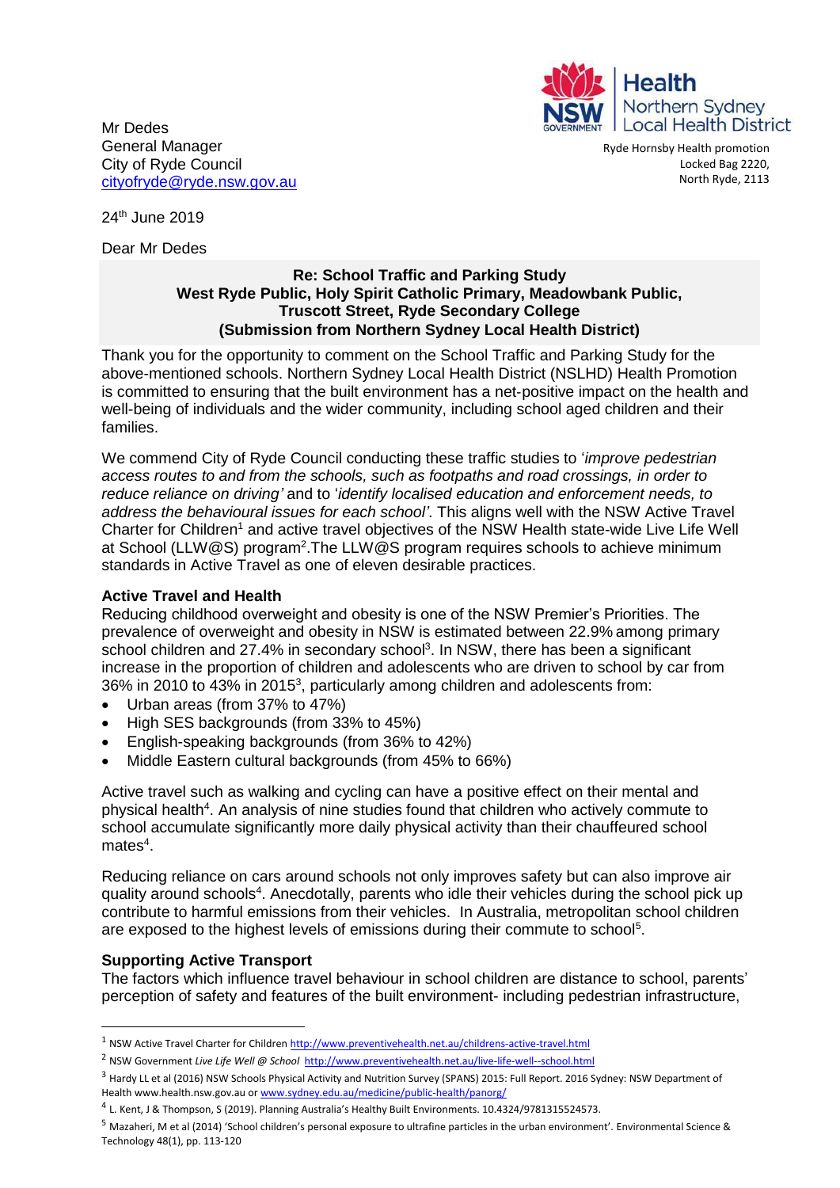Health
Northern Sydney
Local Health District

Ryde Hornsby Health promotion
Locked Bag 2220,
North Ryde, 2113

Mr Dedes
General Manager
City of Ryde Council
cityofryde@ryde.nsw.gov.au

24th June 2019

Dear Mr Dedes

**Re: School Traffic and Parking Study**
**West Ryde Public, Holy Spirit Catholic Primary, Meadowbank Public, Truscott Street, Ryde Secondary College**
**(Submission from Northern Sydney Local Health District)**

Thank you for the opportunity to comment on the School Traffic and Parking Study for the above-mentioned schools. Northern Sydney Local Health District (NSLHD) Health Promotion is committed to ensuring that the built environment has a net-positive impact on the health and well-being of individuals and the wider community, including school aged children and their families.

We commend City of Ryde Council conducting these traffic studies to '*improve pedestrian access routes to and from the schools, such as footpaths and road crossings, in order to reduce reliance on driving'* and to '*identify localised education and enforcement needs, to address the behavioural issues for each school'*. This aligns well with the NSW Active Travel Charter for Children[1] and active travel objectives of the NSW Health state-wide Live Life Well at School (LLW@S) program[2]. The LLW@S program requires schools to achieve minimum standards in Active Travel as one of eleven desirable practices.

**Active Travel and Health**

Reducing childhood overweight and obesity is one of the NSW Premier's Priorities. The prevalence of overweight and obesity in NSW is estimated between 22.9% among primary school children and 27.4% in secondary school[3]. In NSW, there has been a significant increase in the proportion of children and adolescents who are driven to school by car from 36% in 2010 to 43% in 2015[3], particularly among children and adolescents from:

- Urban areas (from 37% to 47%)
- High SES backgrounds (from 33% to 45%)
- English-speaking backgrounds (from 36% to 42%)
- Middle Eastern cultural backgrounds (from 45% to 66%)

Active travel such as walking and cycling can have a positive effect on their mental and physical health[4]. An analysis of nine studies found that children who actively commute to school accumulate significantly more daily physical activity than their chauffeured school mates[4].

Reducing reliance on cars around schools not only improves safety but can also improve air quality around schools[4]. Anecdotally, parents who idle their vehicles during the school pick up contribute to harmful emissions from their vehicles. In Australia, metropolitan school children are exposed to the highest levels of emissions during their commute to school[5].

**Supporting Active Transport**

The factors which influence travel behaviour in school children are distance to school, parents' perception of safety and features of the built environment- including pedestrian infrastructure,

---

[1] NSW Active Travel Charter for Children http://www.preventivehealth.net.au/childrens-active-travel.html

[2] NSW Government *Live Life Well @ School* http://www.preventivehealth.net.au/live-life-well--school.html

[3] Hardy LL et al (2016) NSW Schools Physical Activity and Nutrition Survey (SPANS) 2015: Full Report. 2016 Sydney: NSW Department of Health www.health.nsw.gov.au or www.sydney.edu.au/medicine/public-health/panorg/

[4] L. Kent, J & Thompson, S (2019). Planning Australia's Healthy Built Environments. 10.4324/9781315524573.

[5] Mazaheri, M et al (2014) 'School children's personal exposure to ultrafine particles in the urban environment'. Environmental Science & Technology 48(1), pp. 113-120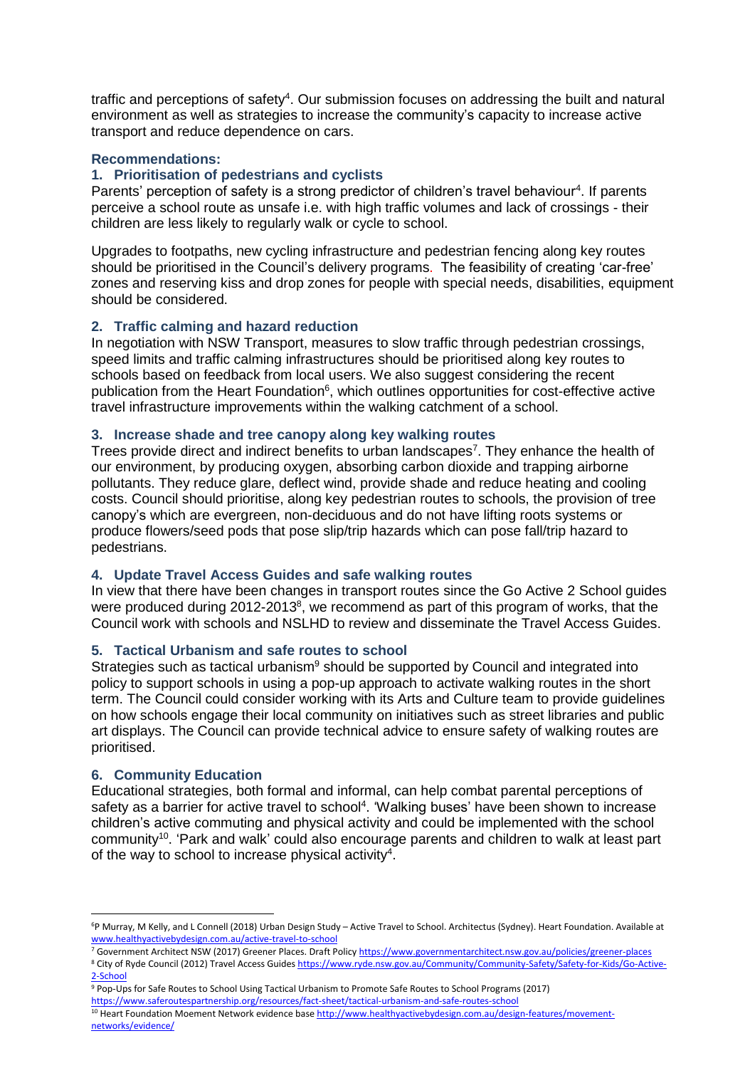traffic and perceptions of safety[4]. Our submission focuses on addressing the built and natural environment as well as strategies to increase the community's capacity to increase active transport and reduce dependence on cars.

**Recommendations:**

### 1. Prioritisation of pedestrians and cyclists

Parents' perception of safety is a strong predictor of children's travel behaviour[4]. If parents perceive a school route as unsafe i.e. with high traffic volumes and lack of crossings - their children are less likely to regularly walk or cycle to school.

Upgrades to footpaths, new cycling infrastructure and pedestrian fencing along key routes should be prioritised in the Council's delivery programs. The feasibility of creating 'car-free' zones and reserving kiss and drop zones for people with special needs, disabilities, equipment should be considered.

### 2. Traffic calming and hazard reduction

In negotiation with NSW Transport, measures to slow traffic through pedestrian crossings, speed limits and traffic calming infrastructures should be prioritised along key routes to schools based on feedback from local users. We also suggest considering the recent publication from the Heart Foundation[6], which outlines opportunities for cost-effective active travel infrastructure improvements within the walking catchment of a school.

### 3. Increase shade and tree canopy along key walking routes

Trees provide direct and indirect benefits to urban landscapes[7]. They enhance the health of our environment, by producing oxygen, absorbing carbon dioxide and trapping airborne pollutants. They reduce glare, deflect wind, provide shade and reduce heating and cooling costs. Council should prioritise, along key pedestrian routes to schools, the provision of tree canopy's which are evergreen, non-deciduous and do not have lifting roots systems or produce flowers/seed pods that pose slip/trip hazards which can pose fall/trip hazard to pedestrians.

### 4. Update Travel Access Guides and safe walking routes

In view that there have been changes in transport routes since the Go Active 2 School guides were produced during 2012-2013[8], we recommend as part of this program of works, that the Council work with schools and NSLHD to review and disseminate the Travel Access Guides.

### 5. Tactical Urbanism and safe routes to school

Strategies such as tactical urbanism[9] should be supported by Council and integrated into policy to support schools in using a pop-up approach to activate walking routes in the short term. The Council could consider working with its Arts and Culture team to provide guidelines on how schools engage their local community on initiatives such as street libraries and public art displays. The Council can provide technical advice to ensure safety of walking routes are prioritised.

### 6. Community Education

Educational strategies, both formal and informal, can help combat parental perceptions of safety as a barrier for active travel to school[4]. 'Walking buses' have been shown to increase children's active commuting and physical activity and could be implemented with the school community[10]. 'Park and walk' could also encourage parents and children to walk at least part of the way to school to increase physical activity[4].

---

[6] P Murray, M Kelly, and L Connell (2018) Urban Design Study – Active Travel to School. Architectus (Sydney). Heart Foundation. Available at www.healthyactivebydesign.com.au/active-travel-to-school

[7] Government Architect NSW (2017) Greener Places. Draft Policy https://www.governmentarchitect.nsw.gov.au/policies/greener-places

[8] City of Ryde Council (2012) Travel Access Guides https://www.ryde.nsw.gov.au/Community/Community-Safety/Safety-for-Kids/Go-Active-2-School

[9] Pop-Ups for Safe Routes to School Using Tactical Urbanism to Promote Safe Routes to School Programs (2017) https://www.saferoutespartnership.org/resources/fact-sheet/tactical-urbanism-and-safe-routes-school

[10] Heart Foundation Moement Network evidence base http://www.healthyactivebydesign.com.au/design-features/movement-networks/evidence/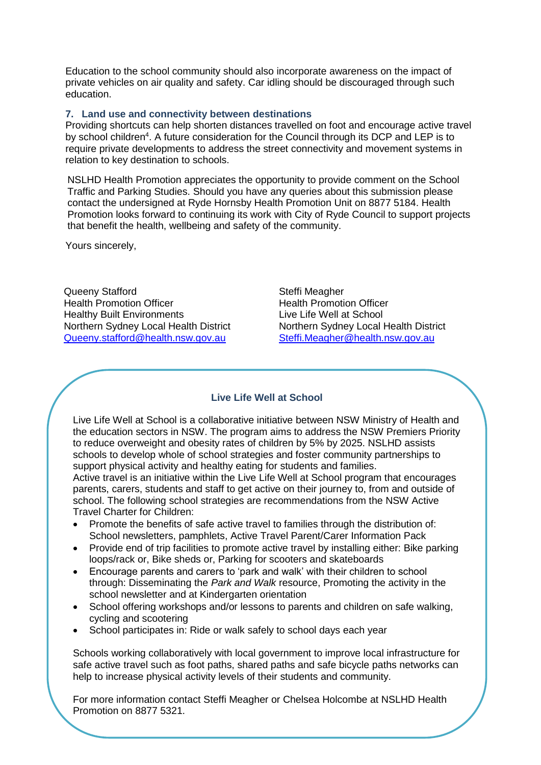Education to the school community should also incorporate awareness on the impact of private vehicles on air quality and safety. Car idling should be discouraged through such education.

### 7. Land use and connectivity between destinations

Providing shortcuts can help shorten distances travelled on foot and encourage active travel by school children[4]. A future consideration for the Council through its DCP and LEP is to require private developments to address the street connectivity and movement systems in relation to key destination to schools.

NSLHD Health Promotion appreciates the opportunity to provide comment on the School Traffic and Parking Studies. Should you have any queries about this submission please contact the undersigned at Ryde Hornsby Health Promotion Unit on 8877 5184. Health Promotion looks forward to continuing its work with City of Ryde Council to support projects that benefit the health, wellbeing and safety of the community.

Yours sincerely,

Queeny Stafford
Health Promotion Officer
Healthy Built Environments
Northern Sydney Local Health District
Queeny.stafford@health.nsw.gov.au

Steffi Meagher
Health Promotion Officer
Live Life Well at School
Northern Sydney Local Health District
Steffi.Meagher@health.nsw.gov.au

**Live Life Well at School**

Live Life Well at School is a collaborative initiative between NSW Ministry of Health and the education sectors in NSW. The program aims to address the NSW Premiers Priority to reduce overweight and obesity rates of children by 5% by 2025. NSLHD assists schools to develop whole of school strategies and foster community partnerships to support physical activity and healthy eating for students and families.
Active travel is an initiative within the Live Life Well at School program that encourages parents, carers, students and staff to get active on their journey to, from and outside of school. The following school strategies are recommendations from the NSW Active Travel Charter for Children:

- Promote the benefits of safe active travel to families through the distribution of: School newsletters, pamphlets, Active Travel Parent/Carer Information Pack
- Provide end of trip facilities to promote active travel by installing either: Bike parking loops/rack or, Bike sheds or, Parking for scooters and skateboards
- Encourage parents and carers to 'park and walk' with their children to school through: Disseminating the *Park and Walk* resource, Promoting the activity in the school newsletter and at Kindergarten orientation
- School offering workshops and/or lessons to parents and children on safe walking, cycling and scootering
- School participates in: Ride or walk safely to school days each year

Schools working collaboratively with local government to improve local infrastructure for safe active travel such as foot paths, shared paths and safe bicycle paths networks can help to increase physical activity levels of their students and community.

For more information contact Steffi Meagher or Chelsea Holcombe at NSLHD Health Promotion on 8877 5321.